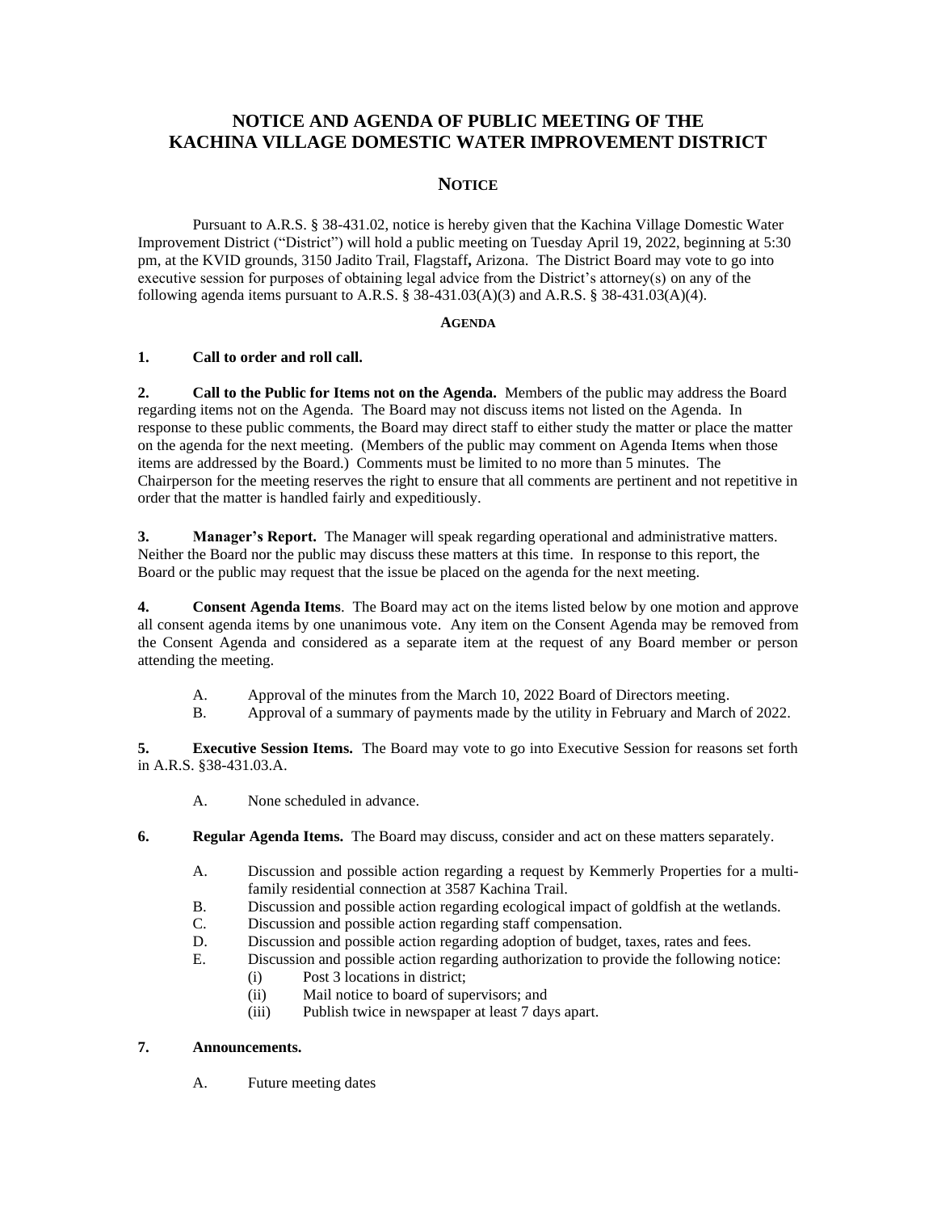# NOTICE AND AGENDA OF PUBLIC MEETING OF THE KACHINA VILLAGE DOMESTIC WATER IMPROVEMENT DISTRICT

## NOTICE

Pursuant to A.R.S. § 38-431.02, notice is hereby given that the Kachina Village Domestic Water Improvement District ("District") will hold a public meeting on Tuesday April 19, 2022, beginning at 5:30 pm, at the KVID grounds, 3150 Jadito Trail, Flagstaff, Arizona. The District Board may vote to go into executive session for purposes of obtaining legal advice from the District's attorney(s) on any of the following agenda items pursuant to A.R.S. § 38-431.03(A)(3) and A.R.S. § 38-431.03(A)(4).

### AGENDA

**1. Call to order and roll call.**

**2. Call to the Public for Items not on the Agenda.** Members of the public may address the Board regarding items not on the Agenda. The Board may not discuss items not listed on the Agenda. In response to these public comments, the Board may direct staff to either study the matter or place the matter on the agenda for the next meeting. (Members of the public may comment on Agenda Items when those items are addressed by the Board.) Comments must be limited to no more than 5 minutes. The Chairperson for the meeting reserves the right to ensure that all comments are pertinent and not repetitive in order that the matter is handled fairly and expeditiously.

**3. Manager's Report.** The Manager will speak regarding operational and administrative matters. Neither the Board nor the public may discuss these matters at this time. In response to this report, the Board or the public may request that the issue be placed on the agenda for the next meeting.

**4. Consent Agenda Items**. The Board may act on the items listed below by one motion and approve all consent agenda items by one unanimous vote. Any item on the Consent Agenda may be removed from the Consent Agenda and considered as a separate item at the request of any Board member or person attending the meeting.

- A. Approval of the minutes from the March 10, 2022 Board of Directors meeting.
- B. Approval of a summary of payments made by the utility in February and March of 2022.

**5. Executive Session Items.** The Board may vote to go into Executive Session for reasons set forth in A.R.S. §38-431.03.A.

- A. None scheduled in advance.

**6. Regular Agenda Items.** The Board may discuss, consider and act on these matters separately.

- A. Discussion and possible action regarding a request by Kemmerly Properties for a multi-family residential connection at 3587 Kachina Trail.
- B. Discussion and possible action regarding ecological impact of goldfish at the wetlands.
- C. Discussion and possible action regarding staff compensation.
- D. Discussion and possible action regarding adoption of budget, taxes, rates and fees.
- E. Discussion and possible action regarding authorization to provide the following notice:
  - (i) Post 3 locations in district;
  - (ii) Mail notice to board of supervisors; and
  - (iii) Publish twice in newspaper at least 7 days apart.

**7. Announcements.**

- A. Future meeting dates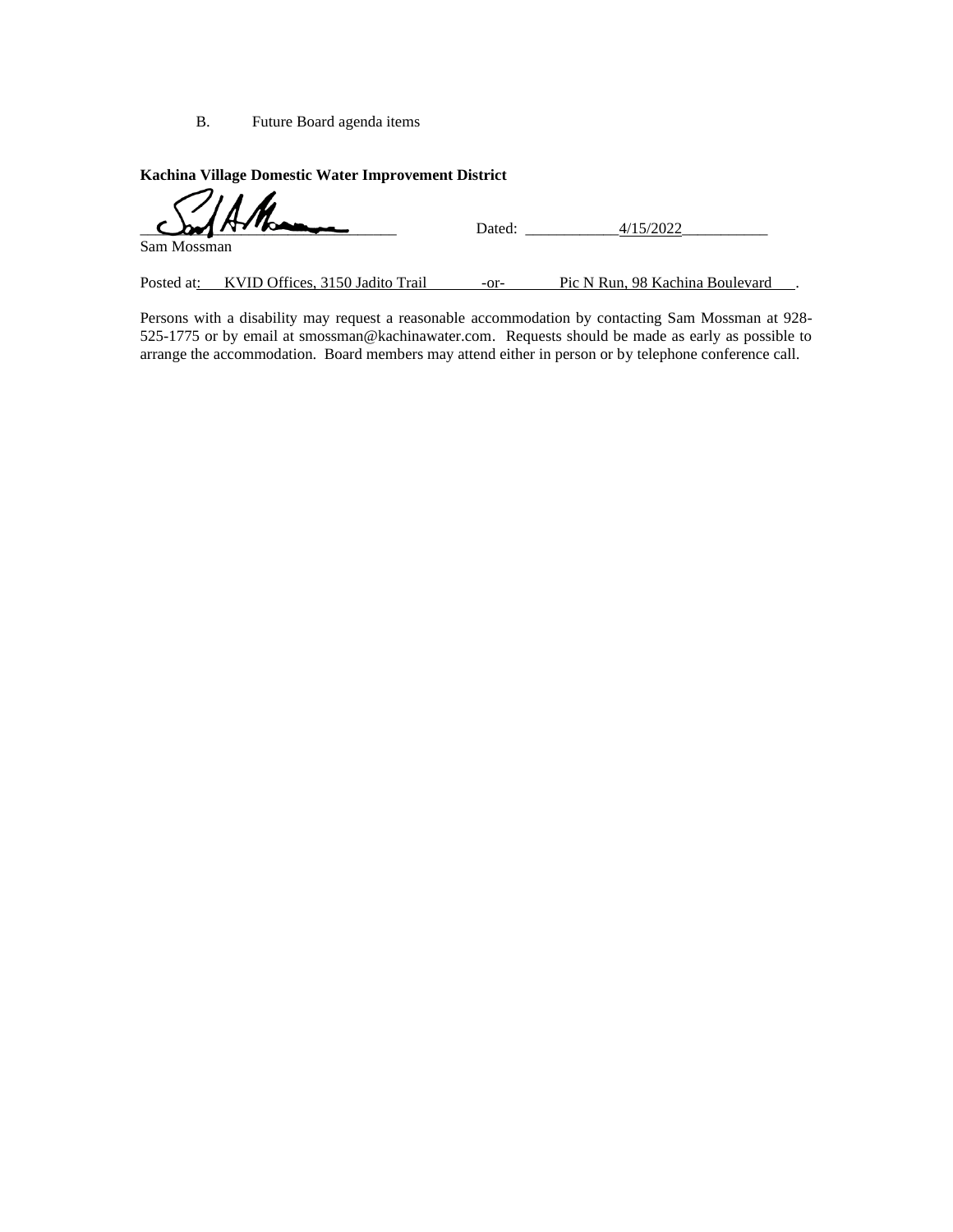B. Future Board agenda items

**Kachina Village Domestic Water Improvement District**

_______________________________ Dated: 4/15/2022

Sam Mossman

Posted at: KVID Offices, 3150 Jadito Trail -or- Pic N Run, 98 Kachina Boulevard .

Persons with a disability may request a reasonable accommodation by contacting Sam Mossman at 928-525-1775 or by email at smossman@kachinawater.com. Requests should be made as early as possible to arrange the accommodation. Board members may attend either in person or by telephone conference call.